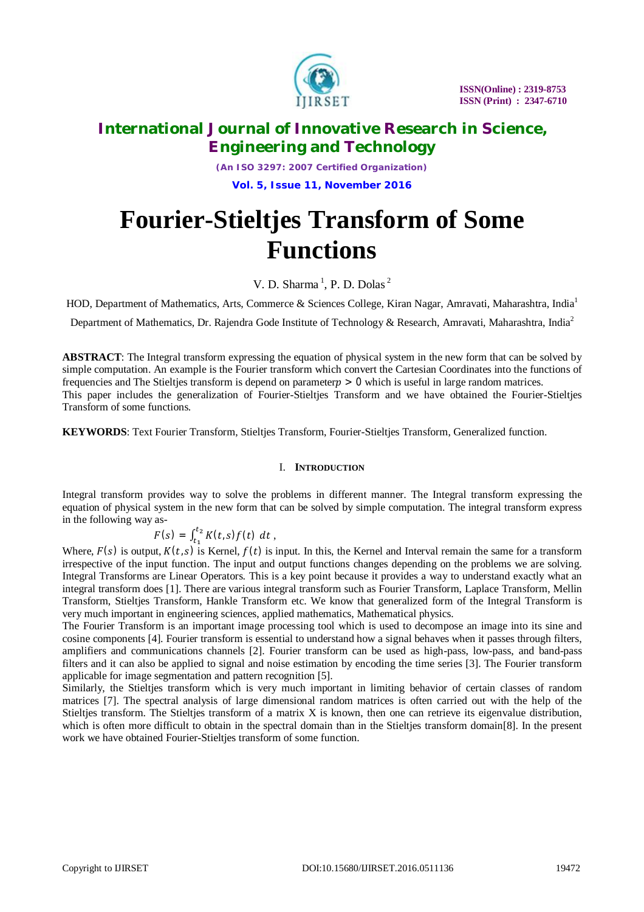# Fourier-Stieltjes Transform of Some Functions

V. D. Sharma [1], P. D. Dolas [2]

HOD, Department of Mathematics, Arts, Commerce & Sciences College, Kiran Nagar, Amravati, Maharashtra, India[1]

Department of Mathematics, Dr. Rajendra Gode Institute of Technology & Research, Amravati, Maharashtra, India[2]

**ABSTRACT**: The Integral transform expressing the equation of physical system in the new form that can be solved by simple computation. An example is the Fourier transform which convert the Cartesian Coordinates into the functions of frequencies and The Stieltjes transform is depend on parameter$p > 0$ which is useful in large random matrices.
This paper includes the generalization of Fourier-Stieltjes Transform and we have obtained the Fourier-Stieltjes Transform of some functions.

**KEYWORDS**: Text Fourier Transform, Stieltjes Transform, Fourier-Stieltjes Transform, Generalized function.

## I. INTRODUCTION

Integral transform provides way to solve the problems in different manner. The Integral transform expressing the equation of physical system in the new form that can be solved by simple computation. The integral transform express in the following way as-

$$F(s) = \int_{t_1}^{t_2} K(t,s) f(t)\ dt\ ,$$

Where, $F(s)$ is output, $K(t,s)$ is Kernel, $f(t)$ is input. In this, the Kernel and Interval remain the same for a transform irrespective of the input function. The input and output functions changes depending on the problems we are solving. Integral Transforms are Linear Operators. This is a key point because it provides a way to understand exactly what an integral transform does [1]. There are various integral transform such as Fourier Transform, Laplace Transform, Mellin Transform, Stieltjes Transform, Hankle Transform etc. We know that generalized form of the Integral Transform is very much important in engineering sciences, applied mathematics, Mathematical physics.
The Fourier Transform is an important image processing tool which is used to decompose an image into its sine and cosine components [4]. Fourier transform is essential to understand how a signal behaves when it passes through filters, amplifiers and communications channels [2]. Fourier transform can be used as high-pass, low-pass, and band-pass filters and it can also be applied to signal and noise estimation by encoding the time series [3]. The Fourier transform applicable for image segmentation and pattern recognition [5].
Similarly, the Stieltjes transform which is very much important in limiting behavior of certain classes of random matrices [7]. The spectral analysis of large dimensional random matrices is often carried out with the help of the Stieltjes transform. The Stieltjes transform of a matrix X is known, then one can retrieve its eigenvalue distribution, which is often more difficult to obtain in the spectral domain than in the Stieltjes transform domain[8]. In the present work we have obtained Fourier-Stieltjes transform of some function.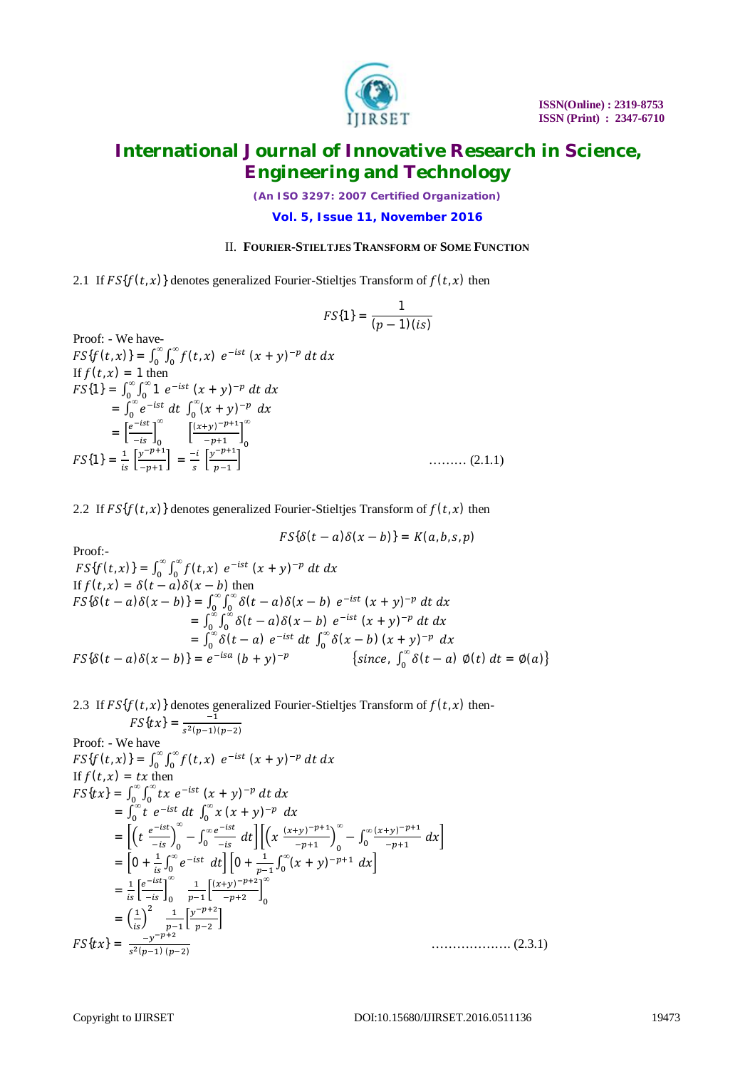## II. FOURIER-STIELTJES TRANSFORM OF SOME FUNCTION

2.1 If $FS\{f(t,x)\}$ denotes generalized Fourier-Stieltjes Transform of $f(t,x)$ then

$$FS\{1\} = \frac{1}{(p-1)(is)}$$

Proof: - We have-

$$FS\{f(t,x)\} = \int_0^\infty \int_0^\infty f(t,x)\ e^{-ist}\ (x+y)^{-p}\ dt\ dx$$

If $f(t,x) = 1$ then

$$FS\{1\} = \int_0^\infty \int_0^\infty 1\ e^{-ist}\ (x+y)^{-p}\ dt\ dx$$

$$= \int_0^\infty e^{-ist}\ dt\ \int_0^\infty (x+y)^{-p}\ dx$$

$$= \left[\frac{e^{-ist}}{-is}\right]_0^\infty \quad \left[\frac{(x+y)^{-p+1}}{-p+1}\right]_0^\infty$$

$$FS\{1\} = \frac{1}{is}\left[\frac{y^{-p+1}}{-p+1}\right] = \frac{-i}{s}\left[\frac{y^{-p+1}}{p-1}\right] \qquad \text{……… (2.1.1)}$$

2.2 If $FS\{f(t,x)\}$ denotes generalized Fourier-Stieltjes Transform of $f(t,x)$ then

$$FS\{\delta(t-a)\delta(x-b)\} = K(a,b,s,p)$$

Proof:-

$$FS\{f(t,x)\} = \int_0^\infty \int_0^\infty f(t,x)\ e^{-ist}\ (x+y)^{-p}\ dt\ dx$$

If $f(t,x) = \delta(t-a)\delta(x-b)$ then

$$FS\{\delta(t-a)\delta(x-b)\} = \int_0^\infty \int_0^\infty \delta(t-a)\delta(x-b)\ e^{-ist}\ (x+y)^{-p}\ dt\ dx$$

$$= \int_0^\infty \int_0^\infty \delta(t-a)\delta(x-b)\ e^{-ist}\ (x+y)^{-p}\ dt\ dx$$

$$= \int_0^\infty \delta(t-a)\ e^{-ist}\ dt\ \int_0^\infty \delta(x-b)\ (x+y)^{-p}\ dx$$

$$FS\{\delta(t-a)\delta(x-b)\} = e^{-isa}\ (b+y)^{-p} \qquad \left\{since,\ \int_0^\infty \delta(t-a)\ \phi(t)\ dt = \phi(a)\right\}$$

2.3 If $FS\{f(t,x)\}$ denotes generalized Fourier-Stieltjes Transform of $f(t,x)$ then-

$$FS\{tx\} = \frac{-1}{s^2(p-1)(p-2)}$$

Proof: - We have

$$FS\{f(t,x)\} = \int_0^\infty \int_0^\infty f(t,x)\ e^{-ist}\ (x+y)^{-p}\ dt\ dx$$

If $f(t,x) = tx$ then

$$FS\{tx\} = \int_0^\infty \int_0^\infty tx\ e^{-ist}\ (x+y)^{-p}\ dt\ dx$$

$$= \int_0^\infty t\ e^{-ist}\ dt\ \int_0^\infty x\,(x+y)^{-p}\ dx$$

$$= \left[\left(t\ \frac{e^{-ist}}{-is}\right)_0^\infty - \int_0^\infty \frac{e^{-ist}}{-is}\ dt\right]\left[\left(x\ \frac{(x+y)^{-p+1}}{-p+1}\right)_0^\infty - \int_0^\infty \frac{(x+y)^{-p+1}}{-p+1}\ dx\right]$$

$$= \left[0 + \frac{1}{is}\int_0^\infty e^{-ist}\ dt\right]\left[0 + \frac{1}{p-1}\int_0^\infty (x+y)^{-p+1}\ dx\right]$$

$$= \frac{1}{is}\left[\frac{e^{-ist}}{-is}\right]_0^\infty \quad \frac{1}{p-1}\left[\frac{(x+y)^{-p+2}}{-p+2}\right]_0^\infty$$

$$= \left(\frac{1}{is}\right)^2 \quad \frac{1}{p-1}\left[\frac{y^{-p+2}}{p-2}\right]$$

$$FS\{tx\} = \frac{-y^{-p+2}}{s^2(p-1)\ (p-2)} \qquad \text{………………. (2.3.1)}$$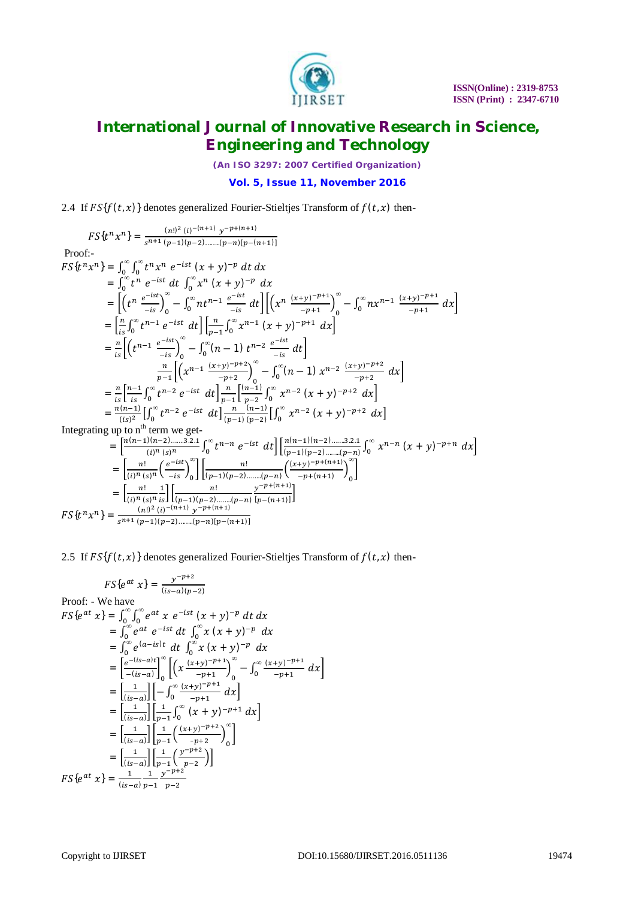2.4 If $FS\{f(t,x)\}$ denotes generalized Fourier-Stieltjes Transform of $f(t,x)$ then-

$$FS\{t^n x^n\} = \frac{(n!)^2 \, (i)^{-(n+1)} \, y^{-p+(n+1)}}{s^{n+1} \, (p-1)(p-2)\ldots\ldots(p-n)[p-(n+1)]}$$

Proof:-

$$FS\{t^n x^n\} = \int_0^\infty \int_0^\infty t^n x^n \, e^{-ist} \, (x+y)^{-p} \, dt \, dx$$

$$= \int_0^\infty t^n \, e^{-ist} \, dt \, \int_0^\infty x^n \, (x+y)^{-p} \, dx$$

$$= \left[\left(t^n \, \frac{e^{-ist}}{-is}\right)_0^\infty - \int_0^\infty n t^{n-1} \, \frac{e^{-ist}}{-is} \, dt\right]\left[\left(x^n \, \frac{(x+y)^{-p+1}}{-p+1}\right)_0^\infty - \int_0^\infty n x^{n-1} \, \frac{(x+y)^{-p+1}}{-p+1} \, dx\right]$$

$$= \left[\frac{n}{is}\int_0^\infty t^{n-1} \, e^{-ist} \, dt\right]\left[\frac{n}{p-1}\int_0^\infty x^{n-1} \, (x+y)^{-p+1} \, dx\right]$$

$$= \frac{n}{is}\left[\left(t^{n-1} \, \frac{e^{-ist}}{-is}\right)_0^\infty - \int_0^\infty (n-1) \, t^{n-2} \, \frac{e^{-ist}}{-is} \, dt\right]$$

$$\frac{n}{p-1}\left[\left(x^{n-1} \, \frac{(x+y)^{-p+2}}{-p+2}\right)_0^\infty - \int_0^\infty (n-1) \, x^{n-2} \, \frac{(x+y)^{-p+2}}{-p+2} \, dx\right]$$

$$= \frac{n}{is}\left[\frac{n-1}{is}\int_0^\infty t^{n-2} \, e^{-ist} \, dt\right]\frac{n}{p-1}\left[\frac{(n-1)}{p-2}\int_0^\infty x^{n-2} \, (x+y)^{-p+2} \, dx\right]$$

$$= \frac{n(n-1)}{(is)^2}\left[\int_0^\infty t^{n-2} \, e^{-ist} \, dt\right]\frac{n}{(p-1)}\frac{(n-1)}{(p-2)}\left[\int_0^\infty x^{n-2} \, (x+y)^{-p+2} \, dx\right]$$

Integrating up to n[th] term we get-

$$= \left[\frac{n(n-1)(n-2)\ldots\ldots 3.2.1}{(i)^n \, (s)^n}\int_0^\infty t^{n-n} \, e^{-ist} \, dt\right]\left[\frac{n(n-1)(n-2)\ldots\ldots 3.2.1}{(p-1)(p-2)\ldots\ldots(p-n)}\int_0^\infty x^{n-n} \, (x+y)^{-p+n} \, dx\right]$$

$$= \left[\frac{n!}{(i)^n \, (s)^n}\left(\frac{e^{-ist}}{-is}\right)_0^\infty\right]\left[\frac{n!}{(p-1)(p-2)\ldots\ldots(p-n)}\left(\frac{(x+y)^{-p+(n+1)}}{-p+(n+1)}\right)_0^\infty\right]$$

$$= \left[\frac{n!}{(i)^n \, (s)^n}\frac{1}{is}\right]\left[\frac{n!}{(p-1)(p-2)\ldots\ldots(p-n)}\frac{y^{-p+(n+1)}}{[p-(n+1)]}\right]$$

$$FS\{t^n x^n\} = \frac{(n!)^2 \, (i)^{-(n+1)} \, y^{-p+(n+1)}}{s^{n+1} \, (p-1)(p-2)\ldots\ldots(p-n)[p-(n+1)]}$$

2.5 If $FS\{f(t,x)\}$ denotes generalized Fourier-Stieltjes Transform of $f(t,x)$ then-

$$FS\{e^{at} \, x\} = \frac{y^{-p+2}}{(is-a)(p-2)}$$

Proof: - We have

$$FS\{e^{at} \, x\} = \int_0^\infty \int_0^\infty e^{at} \, x \, e^{-ist} \, (x+y)^{-p} \, dt \, dx$$

$$= \int_0^\infty e^{at} \, e^{-ist} \, dt \, \int_0^\infty x \, (x+y)^{-p} \, dx$$

$$= \int_0^\infty e^{(a-is)t} \, dt \, \int_0^\infty x \, (x+y)^{-p} \, dx$$

$$= \left[\frac{e^{-(is-a)t}}{-(is-a)}\right]_0^\infty \left[\left(x \, \frac{(x+y)^{-p+1}}{-p+1}\right)_0^\infty - \int_0^\infty \frac{(x+y)^{-p+1}}{-p+1} \, dx\right]$$

$$= \left[\frac{1}{(is-a)}\right]\left[-\int_0^\infty \frac{(x+y)^{-p+1}}{-p+1} \, dx\right]$$

$$= \left[\frac{1}{(is-a)}\right]\left[\frac{1}{p-1}\int_0^\infty (x+y)^{-p+1} \, dx\right]$$

$$= \left[\frac{1}{(is-a)}\right]\left[\frac{1}{p-1}\left(\frac{(x+y)^{-p+2}}{-p+2}\right)_0^\infty\right]$$

$$= \left[\frac{1}{(is-a)}\right]\left[\frac{1}{p-1}\left(\frac{y^{-p+2}}{p-2}\right)\right]$$

$$FS\{e^{at} \, x\} = \frac{1}{(is-a)}\frac{1}{p-1}\frac{y^{-p+2}}{p-2}$$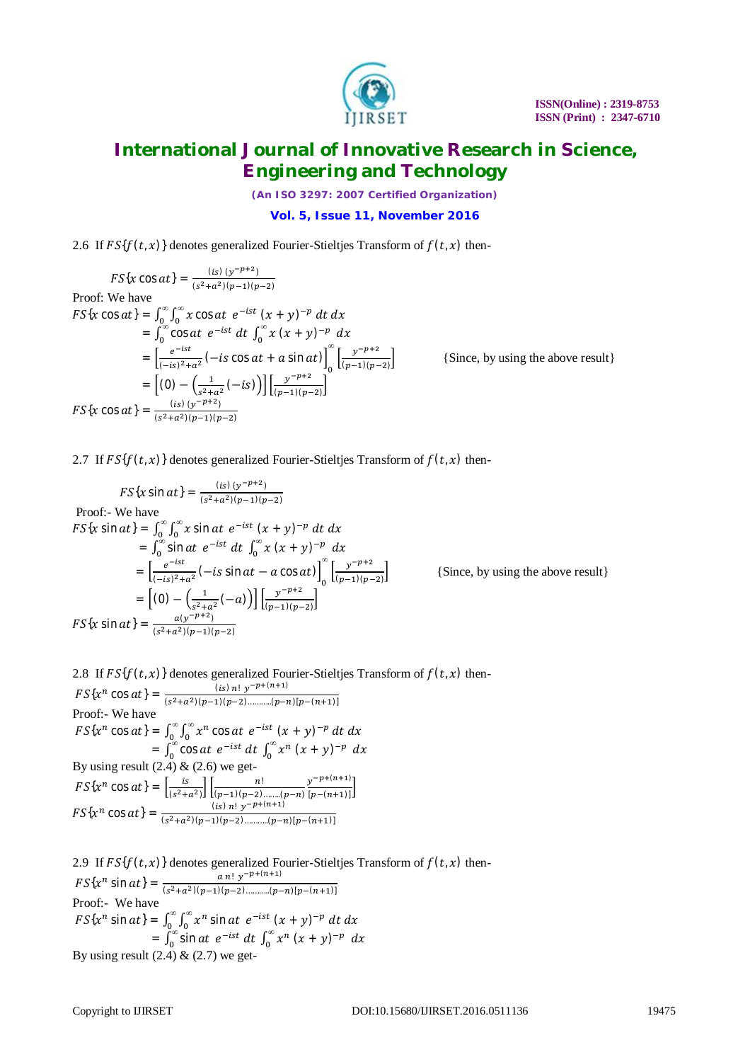2.6 If $FS\{f(t,x)\}$ denotes generalized Fourier-Stieltjes Transform of $f(t,x)$ then-

$$FS\{x\cos at\} = \frac{(is)\,(y^{-p+2})}{(s^2+a^2)(p-1)(p-2)}$$

Proof: We have

$$FS\{x\cos at\} = \int_0^\infty \int_0^\infty x\cos at\; e^{-ist}\,(x+y)^{-p}\,dt\,dx$$

$$= \int_0^\infty \cos at\; e^{-ist}\,dt \int_0^\infty x\,(x+y)^{-p}\,dx$$

$$= \left[\frac{e^{-ist}}{(-is)^2+a^2}(-is\cos at + a\sin at)\right]_0^\infty \left[\frac{y^{-p+2}}{(p-1)(p-2)}\right] \qquad \text{\{Since, by using the above result\}}$$

$$= \left[(0) - \left(\frac{1}{s^2+a^2}(-is)\right)\right]\left[\frac{y^{-p+2}}{(p-1)(p-2)}\right]$$

$$FS\{x\cos at\} = \frac{(is)\,(y^{-p+2})}{(s^2+a^2)(p-1)(p-2)}$$

2.7 If $FS\{f(t,x)\}$ denotes generalized Fourier-Stieltjes Transform of $f(t,x)$ then-

$$FS\{x\sin at\} = \frac{(is)\,(y^{-p+2})}{(s^2+a^2)(p-1)(p-2)}$$

Proof:- We have

$$FS\{x\sin at\} = \int_0^\infty \int_0^\infty x\sin at\; e^{-ist}\,(x+y)^{-p}\,dt\,dx$$

$$= \int_0^\infty \sin at\; e^{-ist}\,dt \int_0^\infty x\,(x+y)^{-p}\,dx$$

$$= \left[\frac{e^{-ist}}{(-is)^2+a^2}(-is\sin at - a\cos at)\right]_0^\infty \left[\frac{y^{-p+2}}{(p-1)(p-2)}\right] \qquad \text{\{Since, by using the above result\}}$$

$$= \left[(0) - \left(\frac{1}{s^2+a^2}(-a)\right)\right]\left[\frac{y^{-p+2}}{(p-1)(p-2)}\right]$$

$$FS\{x\sin at\} = \frac{a(y^{-p+2})}{(s^2+a^2)(p-1)(p-2)}$$

2.8 If $FS\{f(t,x)\}$ denotes generalized Fourier-Stieltjes Transform of $f(t,x)$ then-

$$FS\{x^n\cos at\} = \frac{(is)\,n!\;y^{-p+(n+1)}}{(s^2+a^2)(p-1)(p-2)\ldots\ldots\ldots(p-n)[p-(n+1)]}$$

Proof:- We have

$$FS\{x^n\cos at\} = \int_0^\infty \int_0^\infty x^n\cos at\; e^{-ist}\,(x+y)^{-p}\,dt\,dx$$

$$= \int_0^\infty \cos at\; e^{-ist}\,dt \int_0^\infty x^n\,(x+y)^{-p}\,dx$$

By using result (2.4) & (2.6) we get-

$$FS\{x^n\cos at\} = \left[\frac{is}{(s^2+a^2)}\right]\left[\frac{n!}{(p-1)(p-2)\ldots\ldots(p-n)}\frac{y^{-p+(n+1)}}{[p-(n+1)]}\right]$$

$$FS\{x^n\cos at\} = \frac{(is)\,n!\;y^{-p+(n+1)}}{(s^2+a^2)(p-1)(p-2)\ldots\ldots\ldots(p-n)[p-(n+1)]}$$

2.9 If $FS\{f(t,x)\}$ denotes generalized Fourier-Stieltjes Transform of $f(t,x)$ then-

$$FS\{x^n\sin at\} = \frac{a\,n!\;y^{-p+(n+1)}}{(s^2+a^2)(p-1)(p-2)\ldots\ldots\ldots(p-n)[p-(n+1)]}$$

Proof:- We have

$$FS\{x^n\sin at\} = \int_0^\infty \int_0^\infty x^n\sin at\; e^{-ist}\,(x+y)^{-p}\,dt\,dx$$

$$= \int_0^\infty \sin at\; e^{-ist}\,dt \int_0^\infty x^n\,(x+y)^{-p}\,dx$$

By using result (2.4) & (2.7) we get-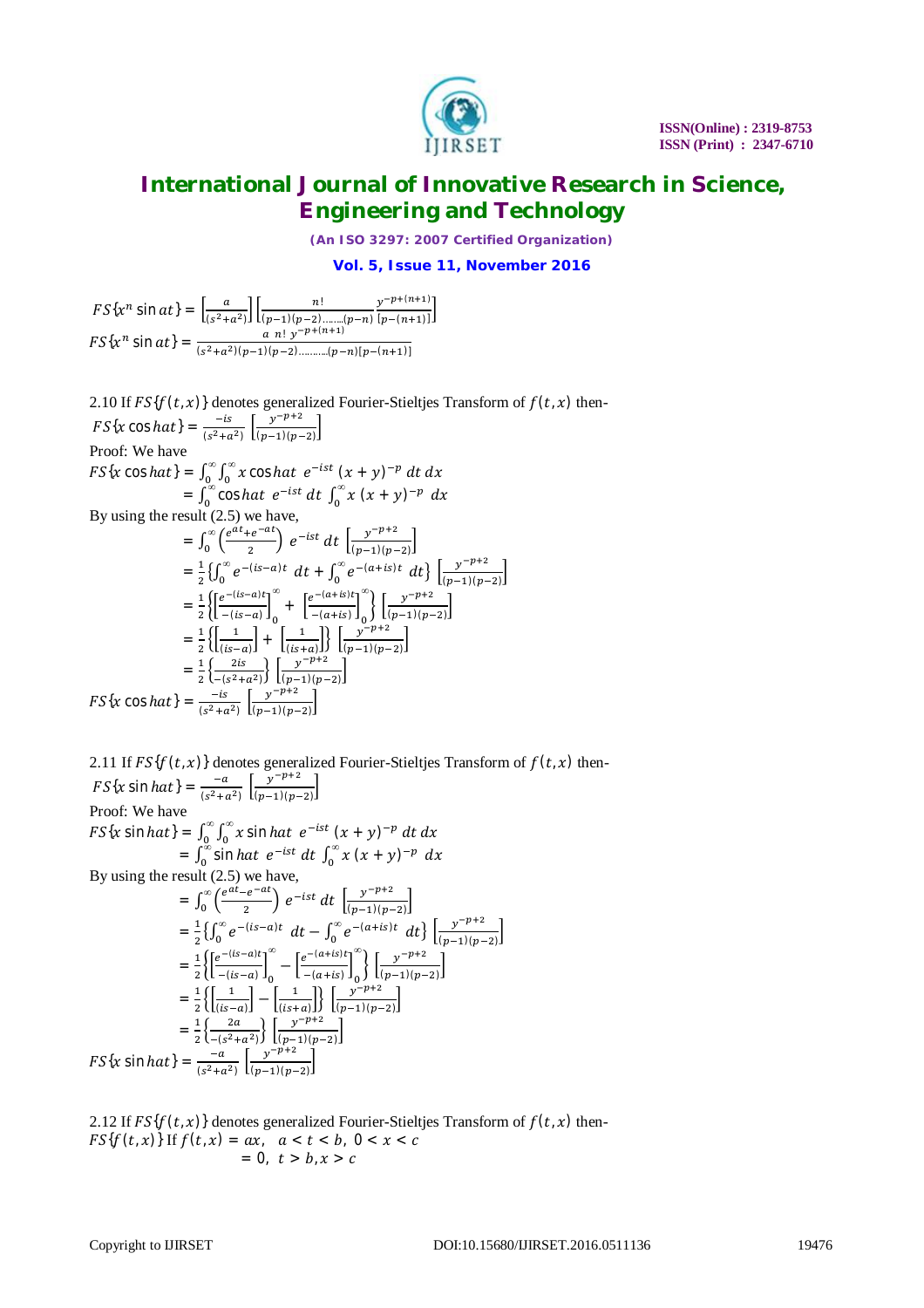$$FS\{x^n \sin at\} = \left[\frac{a}{(s^2+a^2)}\right]\left[\frac{n!}{(p-1)(p-2)........(p-n)}\frac{y^{-p+(n+1)}}{[p-(n+1)]}\right]$$

$$FS\{x^n \sin at\} = \frac{a\ n!\ y^{-p+(n+1)}}{(s^2+a^2)(p-1)(p-2)..........(p-n)[p-(n+1)]}$$

2.10 If $FS\{f(t,x)\}$ denotes generalized Fourier-Stieltjes Transform of $f(t,x)$ then-

$$FS\{x \cos hat\} = \frac{-is}{(s^2+a^2)}\left[\frac{y^{-p+2}}{(p-1)(p-2)}\right]$$

Proof: We have

$$FS\{x \cos hat\} = \int_0^\infty \int_0^\infty x \cos hat\ e^{-ist}\,(x+y)^{-p}\,dt\,dx$$
$$= \int_0^\infty \cos hat\ e^{-ist}\,dt \int_0^\infty x\,(x+y)^{-p}\ dx$$

By using the result (2.5) we have,

$$= \int_0^\infty \left(\frac{e^{at}+e^{-at}}{2}\right) e^{-ist}\,dt\left[\frac{y^{-p+2}}{(p-1)(p-2)}\right]$$
$$= \frac{1}{2}\left\{\int_0^\infty e^{-(is-a)t}\ dt + \int_0^\infty e^{-(a+is)t}\ dt\right\}\left[\frac{y^{-p+2}}{(p-1)(p-2)}\right]$$
$$= \frac{1}{2}\left\{\left[\frac{e^{-(is-a)t}}{-(is-a)}\right]_0^\infty + \left[\frac{e^{-(a+is)t}}{-(a+is)}\right]_0^\infty\right\}\left[\frac{y^{-p+2}}{(p-1)(p-2)}\right]$$
$$= \frac{1}{2}\left\{\left[\frac{1}{(is-a)}\right] + \left[\frac{1}{(is+a)}\right]\right\}\left[\frac{y^{-p+2}}{(p-1)(p-2)}\right]$$
$$= \frac{1}{2}\left\{\frac{2is}{-(s^2+a^2)}\right\}\left[\frac{y^{-p+2}}{(p-1)(p-2)}\right]$$

$$FS\{x \cos hat\} = \frac{-is}{(s^2+a^2)}\left[\frac{y^{-p+2}}{(p-1)(p-2)}\right]$$

2.11 If $FS\{f(t,x)\}$ denotes generalized Fourier-Stieltjes Transform of $f(t,x)$ then-

$$FS\{x \sin hat\} = \frac{-a}{(s^2+a^2)}\left[\frac{y^{-p+2}}{(p-1)(p-2)}\right]$$

Proof: We have

$$FS\{x \sin hat\} = \int_0^\infty \int_0^\infty x \sin hat\ e^{-ist}\,(x+y)^{-p}\,dt\,dx$$
$$= \int_0^\infty \sin hat\ e^{-ist}\,dt \int_0^\infty x\,(x+y)^{-p}\ dx$$

By using the result (2.5) we have,

$$= \int_0^\infty \left(\frac{e^{at}-e^{-at}}{2}\right) e^{-ist}\,dt\left[\frac{y^{-p+2}}{(p-1)(p-2)}\right]$$
$$= \frac{1}{2}\left\{\int_0^\infty e^{-(is-a)t}\ dt - \int_0^\infty e^{-(a+is)t}\ dt\right\}\left[\frac{y^{-p+2}}{(p-1)(p-2)}\right]$$
$$= \frac{1}{2}\left\{\left[\frac{e^{-(is-a)t}}{-(is-a)}\right]_0^\infty - \left[\frac{e^{-(a+is)t}}{-(a+is)}\right]_0^\infty\right\}\left[\frac{y^{-p+2}}{(p-1)(p-2)}\right]$$
$$= \frac{1}{2}\left\{\left[\frac{1}{(is-a)}\right] - \left[\frac{1}{(is+a)}\right]\right\}\left[\frac{y^{-p+2}}{(p-1)(p-2)}\right]$$
$$= \frac{1}{2}\left\{\frac{2a}{-(s^2+a^2)}\right\}\left[\frac{y^{-p+2}}{(p-1)(p-2)}\right]$$

$$FS\{x \sin hat\} = \frac{-a}{(s^2+a^2)}\left[\frac{y^{-p+2}}{(p-1)(p-2)}\right]$$

2.12 If $FS\{f(t,x)\}$ denotes generalized Fourier-Stieltjes Transform of $f(t,x)$ then-

$FS\{f(t,x)\}$ If $f(t,x) = ax,\ \ a < t < b,\ 0 < x < c$

$\qquad\qquad\qquad\quad = 0,\ \ t > b, x > c$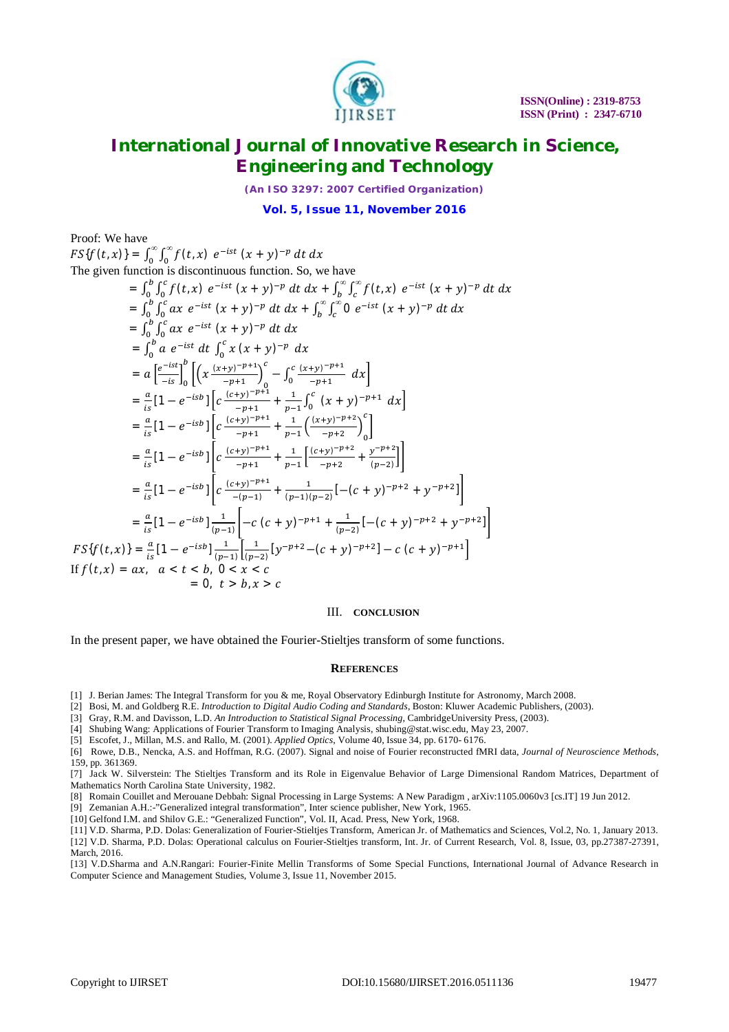Proof: We have

$FS\{f(t,x)\} = \int_0^{\infty}\int_0^{\infty} f(t,x)\ e^{-ist}\ (x+y)^{-p}\ dt\ dx$

The given function is discontinuous function. So, we have

$$= \int_0^{b}\int_0^{c} f(t,x)\ e^{-ist}\ (x+y)^{-p}\ dt\ dx + \int_b^{\infty}\int_c^{\infty} f(t,x)\ e^{-ist}\ (x+y)^{-p}\ dt\ dx$$

$$= \int_0^{b}\int_0^{c} ax\ e^{-ist}\ (x+y)^{-p}\ dt\ dx + \int_b^{\infty}\int_c^{\infty} 0\ e^{-ist}\ (x+y)^{-p}\ dt\ dx$$

$$= \int_0^{b}\int_0^{c} ax\ e^{-ist}\ (x+y)^{-p}\ dt\ dx$$

$$= \int_0^{b} a\ e^{-ist}\ dt\ \int_0^{c} x\,(x+y)^{-p}\ dx$$

$$= a\left[\frac{e^{-ist}}{-is}\right]_0^b \left[\left(x\,\frac{(x+y)^{-p+1}}{-p+1}\right)_0^c - \int_0^c \frac{(x+y)^{-p+1}}{-p+1}\ dx\right]$$

$$= \frac{a}{is}\left[1-e^{-isb}\right]\left[c\,\frac{(c+y)^{-p+1}}{-p+1} + \frac{1}{p-1}\int_0^c (x+y)^{-p+1}\ dx\right]$$

$$= \frac{a}{is}\left[1-e^{-isb}\right]\left[c\,\frac{(c+y)^{-p+1}}{-p+1} + \frac{1}{p-1}\left(\frac{(x+y)^{-p+2}}{-p+2}\right)_0^c\right]$$

$$= \frac{a}{is}\left[1-e^{-isb}\right]\left[c\,\frac{(c+y)^{-p+1}}{-p+1} + \frac{1}{p-1}\left[\frac{(c+y)^{-p+2}}{-p+2} + \frac{y^{-p+2}}{(p-2)}\right]\right]$$

$$= \frac{a}{is}\left[1-e^{-isb}\right]\left[c\,\frac{(c+y)^{-p+1}}{-(p-1)} + \frac{1}{(p-1)(p-2)}\left[-(c+y)^{-p+2} + y^{-p+2}\right]\right]$$

$$= \frac{a}{is}\left[1-e^{-isb}\right]\frac{1}{(p-1)}\left[-c\,(c+y)^{-p+1} + \frac{1}{(p-2)}\left[-(c+y)^{-p+2} + y^{-p+2}\right]\right]$$

$$FS\{f(t,x)\} = \frac{a}{is}\left[1-e^{-isb}\right]\frac{1}{(p-1)}\left[\frac{1}{(p-2)}\left[y^{-p+2} - (c+y)^{-p+2}\right] - c\,(c+y)^{-p+1}\right]$$

If $f(t,x) = ax,\quad a < t < b,\ 0 < x < c$

$\qquad\qquad = 0,\ \ t > b, x > c$

## III. CONCLUSION

In the present paper, we have obtained the Fourier-Stieltjes transform of some functions.

## REFERENCES

[1] J. Berian James: The Integral Transform for you & me, Royal Observatory Edinburgh Institute for Astronomy, March 2008.

[2] Bosi, M. and Goldberg R.E. *Introduction to Digital Audio Coding and Standards*, Boston: Kluwer Academic Publishers, (2003).

[3] Gray, R.M. and Davisson, L.D. *An Introduction to Statistical Signal Processing*, CambridgeUniversity Press, (2003).

[4] Shubing Wang: Applications of Fourier Transform to Imaging Analysis, shubing@stat.wisc.edu, May 23, 2007.

[5] Escofet, J., Millan, M.S. and Rallo, M. (2001). *Applied Optics*, Volume 40, Issue 34, pp. 6170- 6176.

[6] Rowe, D.B., Nencka, A.S. and Hoffman, R.G. (2007). Signal and noise of Fourier reconstructed fMRI data, *Journal of Neuroscience Methods*, 159, pp. 361369.

[7] Jack W. Silverstein: The Stieltjes Transform and its Role in Eigenvalue Behavior of Large Dimensional Random Matrices, Department of Mathematics North Carolina State University, 1982.

[8] Romain Couillet and Merouane Debbah: Signal Processing in Large Systems: A New Paradigm , arXiv:1105.0060v3 [cs.IT] 19 Jun 2012.

[9] Zemanian A.H.:-"Generalized integral transformation", Inter science publisher, New York, 1965.

[10] Gelfond I.M. and Shilov G.E.: "Generalized Function", Vol. II, Acad. Press, New York, 1968.

[11] V.D. Sharma, P.D. Dolas: Generalization of Fourier-Stieltjes Transform, American Jr. of Mathematics and Sciences, Vol.2, No. 1, January 2013.

[12] V.D. Sharma, P.D. Dolas: Operational calculus on Fourier-Stieltjes transform, Int. Jr. of Current Research, Vol. 8, Issue, 03, pp.27387-27391, March, 2016.

[13] V.D.Sharma and A.N.Rangari: Fourier-Finite Mellin Transforms of Some Special Functions, International Journal of Advance Research in Computer Science and Management Studies, Volume 3, Issue 11, November 2015.